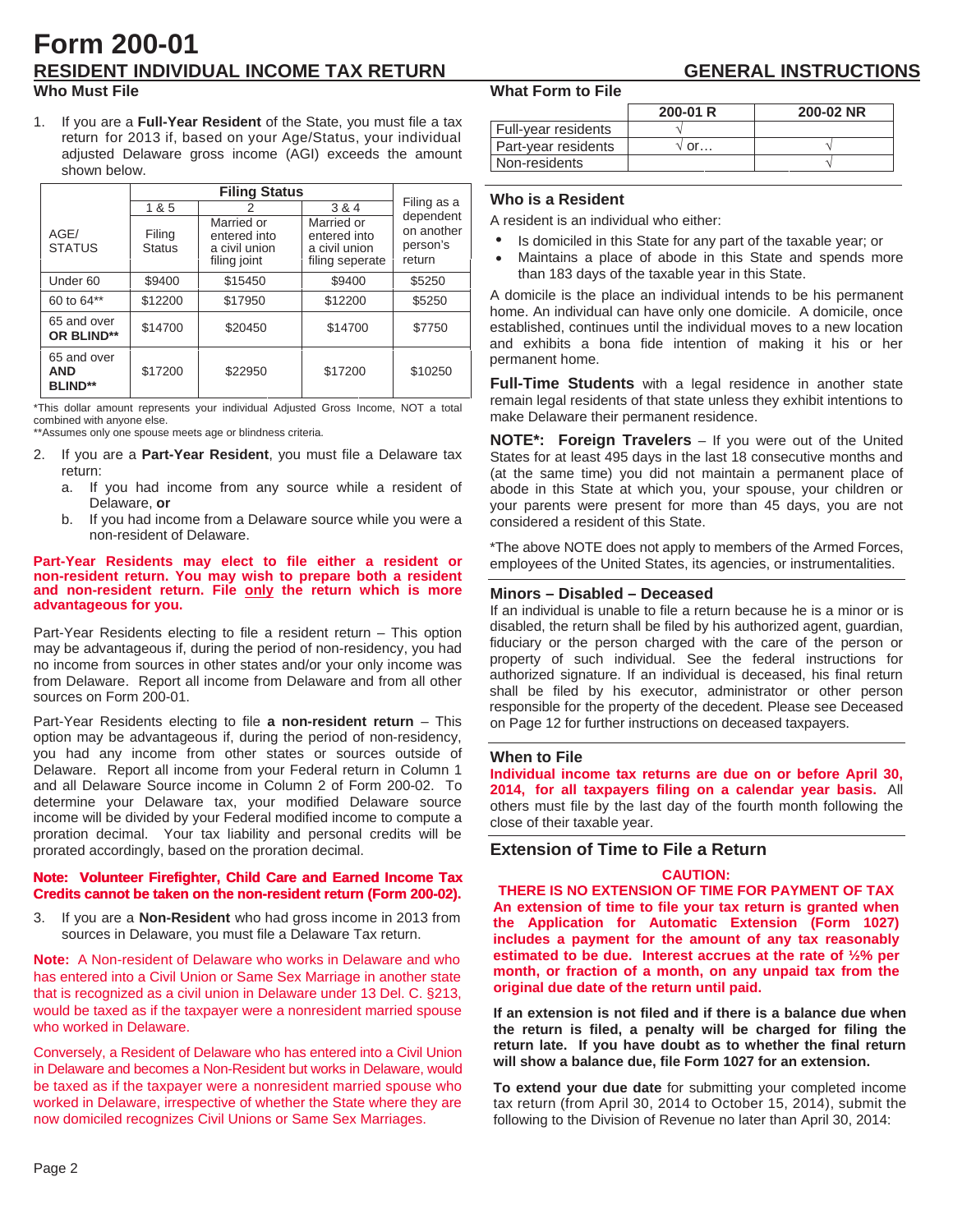# Form 200-01

## RESIDENT INDIVIDUAL INCOME TAX RETURN — GENERAL INSTRUCTIONS

### Who Must File

1. If you are a **Full-Year Resident** of the State, you must file a tax return for 2013 if, based on your Age/Status, your individual adjusted Delaware gross income (AGI) exceeds the amount shown below.

| AGE/ STATUS | Filing Status | | | Filing as a dependent on another person's return |
|---|---|---|---|---|
| | 1 & 5 | 2 | 3 & 4 | |
| | Filing Status | Married or entered into a civil union filing joint | Married or entered into a civil union filing seperate | |
| Under 60 | $9400 | $15450 | $9400 | $5250 |
| 60 to 64** | $12200 | $17950 | $12200 | $5250 |
| 65 and over **OR BLIND**** | $14700 | $20450 | $14700 | $7750 |
| 65 and over **AND BLIND**** | $17200 | $22950 | $17200 | $10250 |

*This dollar amount represents your individual Adjusted Gross Income, NOT a total combined with anyone else.
**Assumes only one spouse meets age or blindness criteria.

2. If you are a **Part-Year Resident**, you must file a Delaware tax return:
   a. If you had income from any source while a resident of Delaware, **or**
   b. If you had income from a Delaware source while you were a non-resident of Delaware.

**Part-Year Residents may elect to file either a resident or non-resident return. You may wish to prepare both a resident and non-resident return. File only the return which is more advantageous for you.**

Part-Year Residents electing to file a resident return – This option may be advantageous if, during the period of non-residency, you had no income from sources in other states and/or your only income was from Delaware. Report all income from Delaware and from all other sources on Form 200-01.

Part-Year Residents electing to file **a non-resident return** – This option may be advantageous if, during the period of non-residency, you had any income from other states or sources outside of Delaware. Report all income from your Federal return in Column 1 and all Delaware Source income in Column 2 of Form 200-02. To determine your Delaware tax, your modified Delaware source income will be divided by your Federal modified income to compute a proration decimal. Your tax liability and personal credits will be prorated accordingly, based on the proration decimal.

**Note: Volunteer Firefighter, Child Care and Earned Income Tax Credits cannot be taken on the non-resident return (Form 200-02).**

3. If you are a **Non-Resident** who had gross income in 2013 from sources in Delaware, you must file a Delaware Tax return.

**Note:** A Non-resident of Delaware who works in Delaware and who has entered into a Civil Union or Same Sex Marriage in another state that is recognized as a civil union in Delaware under 13 Del. C. §213, would be taxed as if the taxpayer were a nonresident married spouse who worked in Delaware.

Conversely, a Resident of Delaware who has entered into a Civil Union in Delaware and becomes a Non-Resident but works in Delaware, would be taxed as if the taxpayer were a nonresident married spouse who worked in Delaware, irrespective of whether the State where they are now domiciled recognizes Civil Unions or Same Sex Marriages.

### What Form to File

| | 200-01 R | 200-02 NR |
|---|---|---|
| Full-year residents | √ | |
| Part-year residents | √ or… | √ |
| Non-residents | | √ |

### Who is a Resident

A resident is an individual who either:

- Is domiciled in this State for any part of the taxable year; or
- Maintains a place of abode in this State and spends more than 183 days of the taxable year in this State.

A domicile is the place an individual intends to be his permanent home. An individual can have only one domicile. A domicile, once established, continues until the individual moves to a new location and exhibits a bona fide intention of making it his or her permanent home.

**Full-Time Students** with a legal residence in another state remain legal residents of that state unless they exhibit intentions to make Delaware their permanent residence.

**NOTE*: Foreign Travelers** – If you were out of the United States for at least 495 days in the last 18 consecutive months and (at the same time) you did not maintain a permanent place of abode in this State at which you, your spouse, your children or your parents were present for more than 45 days, you are not considered a resident of this State.

*The above NOTE does not apply to members of the Armed Forces, employees of the United States, its agencies, or instrumentalities.

### Minors – Disabled – Deceased

If an individual is unable to file a return because he is a minor or is disabled, the return shall be filed by his authorized agent, guardian, fiduciary or the person charged with the care of the person or property of such individual. See the federal instructions for authorized signature. If an individual is deceased, his final return shall be filed by his executor, administrator or other person responsible for the property of the decedent. Please see Deceased on Page 12 for further instructions on deceased taxpayers.

### When to File

**Individual income tax returns are due on or before April 30, 2014, for all taxpayers filing on a calendar year basis.** All others must file by the last day of the fourth month following the close of their taxable year.

### Extension of Time to File a Return

**CAUTION:**
**THERE IS NO EXTENSION OF TIME FOR PAYMENT OF TAX**
**An extension of time to file your tax return is granted when the Application for Automatic Extension (Form 1027) includes a payment for the amount of any tax reasonably estimated to be due. Interest accrues at the rate of ½% per month, or fraction of a month, on any unpaid tax from the original due date of the return until paid.**

**If an extension is not filed and if there is a balance due when the return is filed, a penalty will be charged for filing the return late. If you have doubt as to whether the final return will show a balance due, file Form 1027 for an extension.**

**To extend your due date** for submitting your completed income tax return (from April 30, 2014 to October 15, 2014), submit the following to the Division of Revenue no later than April 30, 2014: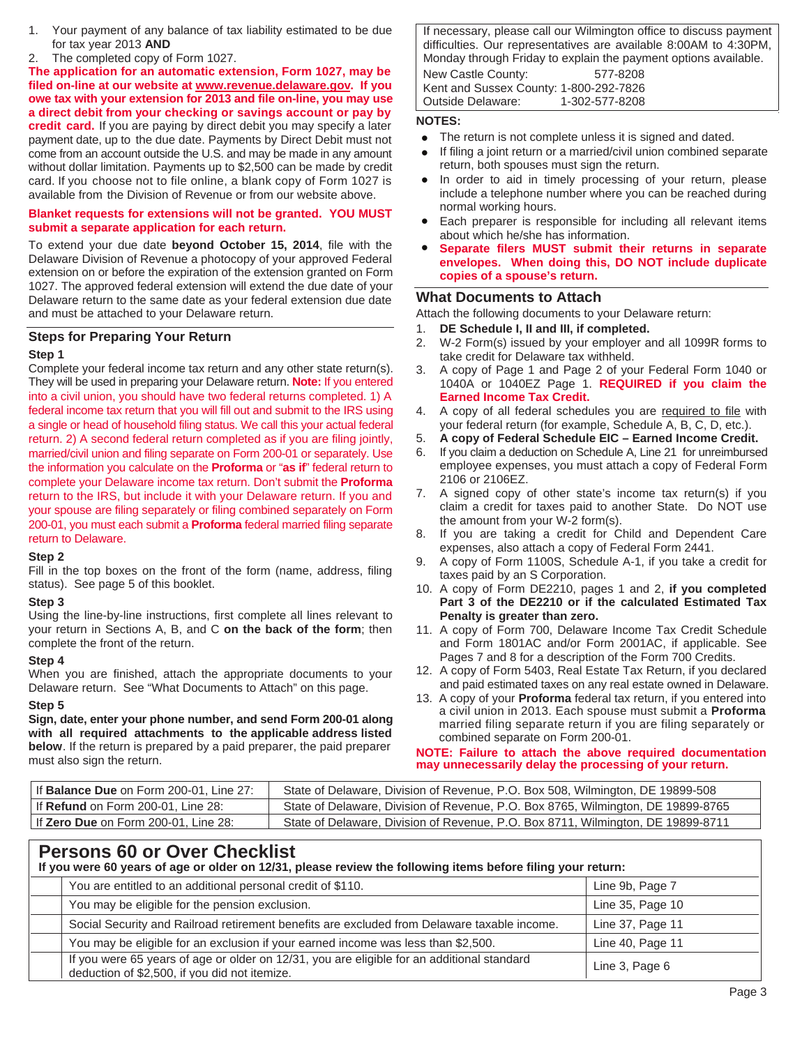1. Your payment of any balance of tax liability estimated to be due for tax year 2013 **AND**
2. The completed copy of Form 1027.

**The application for an automatic extension, Form 1027, may be filed on-line at our website at www.revenue.delaware.gov. If you owe tax with your extension for 2013 and file on-line, you may use a direct debit from your checking or savings account or pay by credit card.** If you are paying by direct debit you may specify a later payment date, up to the due date. Payments by Direct Debit must not come from an account outside the U.S. and may be made in any amount without dollar limitation. Payments up to $2,500 can be made by credit card. If you choose not to file online, a blank copy of Form 1027 is available from the Division of Revenue or from our website above.

**Blanket requests for extensions will not be granted. YOU MUST submit a separate application for each return.**

To extend your due date **beyond October 15, 2014**, file with the Delaware Division of Revenue a photocopy of your approved Federal extension on or before the expiration of the extension granted on Form 1027. The approved federal extension will extend the due date of your Delaware return to the same date as your federal extension due date and must be attached to your Delaware return.

## Steps for Preparing Your Return

**Step 1**

Complete your federal income tax return and any other state return(s). They will be used in preparing your Delaware return. **Note:** If you entered into a civil union, you should have two federal returns completed. 1) A federal income tax return that you will fill out and submit to the IRS using a single or head of household filing status. We call this your actual federal return. 2) A second federal return completed as if you are filing jointly, married/civil union and filing separate on Form 200-01 or separately. Use the information you calculate on the **Proforma** or "**as if**" federal return to complete your Delaware income tax return. Don't submit the **Proforma** return to the IRS, but include it with your Delaware return. If you and your spouse are filing separately or filing combined separately on Form 200-01, you must each submit a **Proforma** federal married filing separate return to Delaware.

**Step 2**

Fill in the top boxes on the front of the form (name, address, filing status). See page 5 of this booklet.

**Step 3**

Using the line-by-line instructions, first complete all lines relevant to your return in Sections A, B, and C **on the back of the form**; then complete the front of the return.

**Step 4**

When you are finished, attach the appropriate documents to your Delaware return. See "What Documents to Attach" on this page.

**Step 5**

**Sign, date, enter your phone number, and send Form 200-01 along with all required attachments to the applicable address listed below**. If the return is prepared by a paid preparer, the paid preparer must also sign the return.

If necessary, please call our Wilmington office to discuss payment difficulties. Our representatives are available 8:00AM to 4:30PM, Monday through Friday to explain the payment options available.

| | |
|---|---|
| New Castle County: | 577-8208 |
| Kent and Sussex County: | 1-800-292-7826 |
| Outside Delaware: | 1-302-577-8208 |

**NOTES:**

- The return is not complete unless it is signed and dated.
- If filing a joint return or a married/civil union combined separate return, both spouses must sign the return.
- In order to aid in timely processing of your return, please include a telephone number where you can be reached during normal working hours.
- Each preparer is responsible for including all relevant items about which he/she has information.
- **Separate filers MUST submit their returns in separate envelopes. When doing this, DO NOT include duplicate copies of a spouse's return.**

## What Documents to Attach

Attach the following documents to your Delaware return:

1. **DE Schedule I, II and III, if completed.**
2. W-2 Form(s) issued by your employer and all 1099R forms to take credit for Delaware tax withheld.
3. A copy of Page 1 and Page 2 of your Federal Form 1040 or 1040A or 1040EZ Page 1. **REQUIRED if you claim the Earned Income Tax Credit.**
4. A copy of all federal schedules you are required to file with your federal return (for example, Schedule A, B, C, D, etc.).
5. **A copy of Federal Schedule EIC – Earned Income Credit.**
6. If you claim a deduction on Schedule A, Line 21 for unreimbursed employee expenses, you must attach a copy of Federal Form 2106 or 2106EZ.
7. A signed copy of other state's income tax return(s) if you claim a credit for taxes paid to another State. Do NOT use the amount from your W-2 form(s).
8. If you are taking a credit for Child and Dependent Care expenses, also attach a copy of Federal Form 2441.
9. A copy of Form 1100S, Schedule A-1, if you take a credit for taxes paid by an S Corporation.
10. A copy of Form DE2210, pages 1 and 2, **if you completed Part 3 of the DE2210 or if the calculated Estimated Tax Penalty is greater than zero.**
11. A copy of Form 700, Delaware Income Tax Credit Schedule and Form 1801AC and/or Form 2001AC, if applicable. See Pages 7 and 8 for a description of the Form 700 Credits.
12. A copy of Form 5403, Real Estate Tax Return, if you declared and paid estimated taxes on any real estate owned in Delaware.
13. A copy of your **Proforma** federal tax return, if you entered into a civil union in 2013. Each spouse must submit a **Proforma** married filing separate return if you are filing separately or combined separate on Form 200-01.

**NOTE: Failure to attach the above required documentation may unnecessarily delay the processing of your return.**

| | |
|---|---|
| If **Balance Due** on Form 200-01, Line 27: | State of Delaware, Division of Revenue, P.O. Box 508, Wilmington, DE 19899-508 |
| If **Refund** on Form 200-01, Line 28: | State of Delaware, Division of Revenue, P.O. Box 8765, Wilmington, DE 19899-8765 |
| If **Zero Due** on Form 200-01, Line 28: | State of Delaware, Division of Revenue, P.O. Box 8711, Wilmington, DE 19899-8711 |

## Persons 60 or Over Checklist

**If you were 60 years of age or older on 12/31, please review the following items before filing your return:**

| | | |
|---|---|---|
| | You are entitled to an additional personal credit of $110. | Line 9b, Page 7 |
| | You may be eligible for the pension exclusion. | Line 35, Page 10 |
| | Social Security and Railroad retirement benefits are excluded from Delaware taxable income. | Line 37, Page 11 |
| | You may be eligible for an exclusion if your earned income was less than $2,500. | Line 40, Page 11 |
| | If you were 65 years of age or older on 12/31, you are eligible for an additional standard deduction of $2,500, if you did not itemize. | Line 3, Page 6 |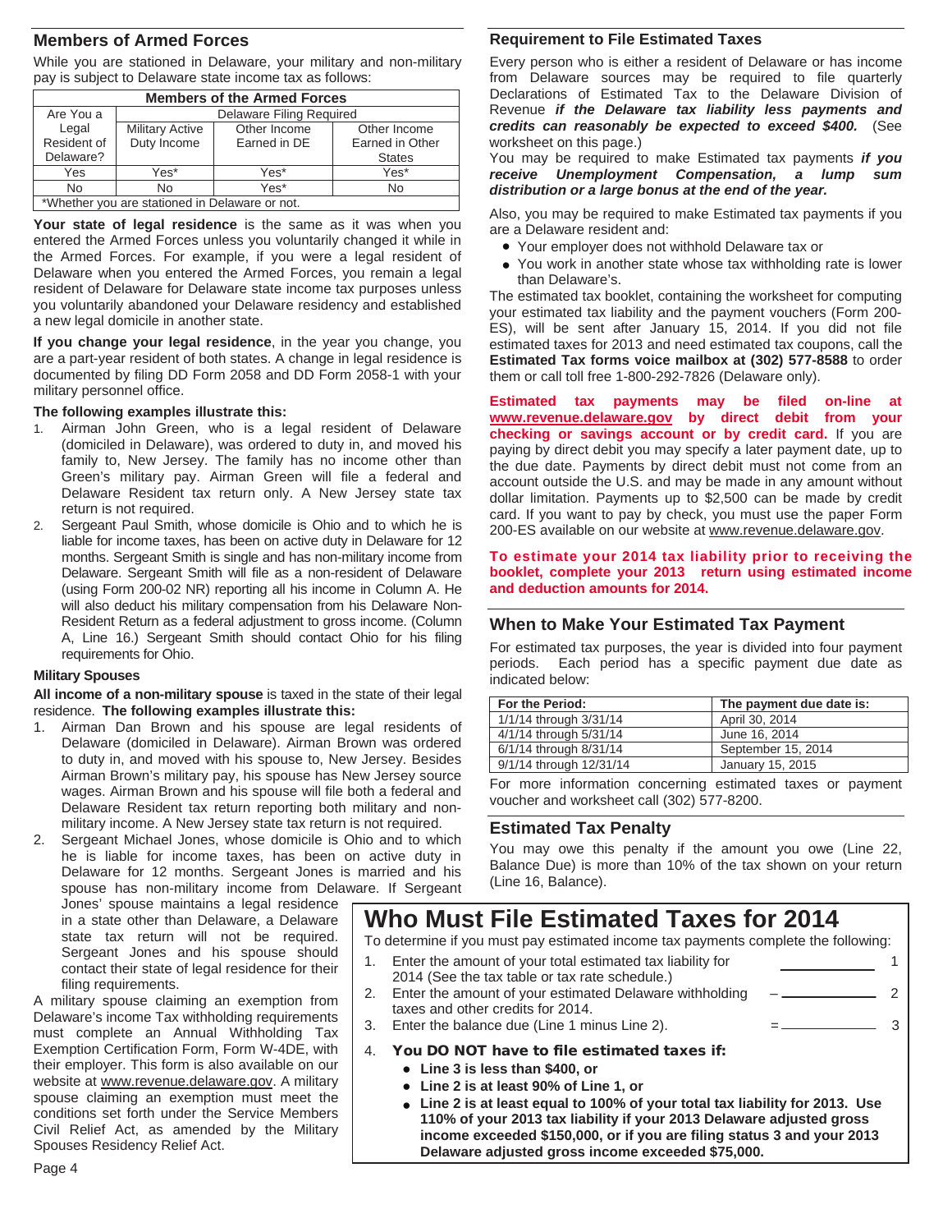## Members of Armed Forces

While you are stationed in Delaware, your military and non-military pay is subject to Delaware state income tax as follows:

| Members of the Armed Forces | | | |
|---|---|---|---|
| Are You a Legal Resident of Delaware? | Delaware Filing Required | | |
| | Military Active Duty Income | Other Income Earned in DE | Other Income Earned in Other States |
| Yes | Yes* | Yes* | Yes* |
| No | No | Yes* | No |
| *Whether you are stationed in Delaware or not. | | | |

**Your state of legal residence** is the same as it was when you entered the Armed Forces unless you voluntarily changed it while in the Armed Forces. For example, if you were a legal resident of Delaware when you entered the Armed Forces, you remain a legal resident of Delaware for Delaware state income tax purposes unless you voluntarily abandoned your Delaware residency and established a new legal domicile in another state.

**If you change your legal residence**, in the year you change, you are a part-year resident of both states. A change in legal residence is documented by filing DD Form 2058 and DD Form 2058-1 with your military personnel office.

**The following examples illustrate this:**

1. Airman John Green, who is a legal resident of Delaware (domiciled in Delaware), was ordered to duty in, and moved his family to, New Jersey. The family has no income other than Green's military pay. Airman Green will file a federal and Delaware Resident tax return only. A New Jersey state tax return is not required.
2. Sergeant Paul Smith, whose domicile is Ohio and to which he is liable for income taxes, has been on active duty in Delaware for 12 months. Sergeant Smith is single and has non-military income from Delaware. Sergeant Smith will file as a non-resident of Delaware (using Form 200-02 NR) reporting all his income in Column A. He will also deduct his military compensation from his Delaware Non-Resident Return as a federal adjustment to gross income. (Column A, Line 16.) Sergeant Smith should contact Ohio for his filing requirements for Ohio.

### Military Spouses

**All income of a non-military spouse** is taxed in the state of their legal residence. **The following examples illustrate this:**

1. Airman Dan Brown and his spouse are legal residents of Delaware (domiciled in Delaware). Airman Brown was ordered to duty in, and moved with his spouse to, New Jersey. Besides Airman Brown's military pay, his spouse has New Jersey source wages. Airman Brown and his spouse will file both a federal and Delaware Resident tax return reporting both military and non-military income. A New Jersey state tax return is not required.
2. Sergeant Michael Jones, whose domicile is Ohio and to which he is liable for income taxes, has been on active duty in Delaware for 12 months. Sergeant Jones is married and his spouse has non-military income from Delaware. If Sergeant Jones' spouse maintains a legal residence in a state other than Delaware, a Delaware state tax return will not be required. Sergeant Jones and his spouse should contact their state of legal residence for their filing requirements.

A military spouse claiming an exemption from Delaware's income Tax withholding requirements must complete an Annual Withholding Tax Exemption Certification Form, Form W-4DE, with their employer. This form is also available on our website at www.revenue.delaware.gov. A military spouse claiming an exemption must meet the conditions set forth under the Service Members Civil Relief Act, as amended by the Military Spouses Residency Relief Act.

## Requirement to File Estimated Taxes

Every person who is either a resident of Delaware or has income from Delaware sources may be required to file quarterly Declarations of Estimated Tax to the Delaware Division of Revenue ***if the Delaware tax liability less payments and credits can reasonably be expected to exceed $400.*** (See worksheet on this page.)

You may be required to make Estimated tax payments ***if you receive Unemployment Compensation, a lump sum distribution or a large bonus at the end of the year.***

Also, you may be required to make Estimated tax payments if you are a Delaware resident and:

- Your employer does not withhold Delaware tax or
- You work in another state whose tax withholding rate is lower than Delaware's.

The estimated tax booklet, containing the worksheet for computing your estimated tax liability and the payment vouchers (Form 200-ES), will be sent after January 15, 2014. If you did not file estimated taxes for 2013 and need estimated tax coupons, call the **Estimated Tax forms voice mailbox at (302) 577-8588** to order them or call toll free 1-800-292-7826 (Delaware only).

**Estimated tax payments may be filed on-line at www.revenue.delaware.gov by direct debit from your checking or savings account or by credit card.** If you are paying by direct debit you may specify a later payment date, up to the due date. Payments by direct debit must not come from an account outside the U.S. and may be made in any amount without dollar limitation. Payments up to $2,500 can be made by credit card. If you want to pay by check, you must use the paper Form 200-ES available on our website at www.revenue.delaware.gov.

**To estimate your 2014 tax liability prior to receiving the booklet, complete your 2013 return using estimated income and deduction amounts for 2014.**

## When to Make Your Estimated Tax Payment

For estimated tax purposes, the year is divided into four payment periods. Each period has a specific payment due date as indicated below:

| For the Period: | The payment due date is: |
|---|---|
| 1/1/14 through 3/31/14 | April 30, 2014 |
| 4/1/14 through 5/31/14 | June 16, 2014 |
| 6/1/14 through 8/31/14 | September 15, 2014 |
| 9/1/14 through 12/31/14 | January 15, 2015 |

For more information concerning estimated taxes or payment voucher and worksheet call (302) 577-8200.

## Estimated Tax Penalty

You may owe this penalty if the amount you owe (Line 22, Balance Due) is more than 10% of the tax shown on your return (Line 16, Balance).

## Who Must File Estimated Taxes for 2014

To determine if you must pay estimated income tax payments complete the following:

1. Enter the amount of your total estimated tax liability for 2014 (See the tax table or tax rate schedule.) ______ 1
2. Enter the amount of your estimated Delaware withholding taxes and other credits for 2014. – ______ 2
3. Enter the balance due (Line 1 minus Line 2). = ______ 3
4. **You DO NOT have to file estimated taxes if:**
   - **Line 3 is less than $400, or**
   - **Line 2 is at least 90% of Line 1, or**
   - **Line 2 is at least equal to 100% of your total tax liability for 2013. Use 110% of your 2013 tax liability if your 2013 Delaware adjusted gross income exceeded $150,000, or if you are filing status 3 and your 2013 Delaware adjusted gross income exceeded $75,000.**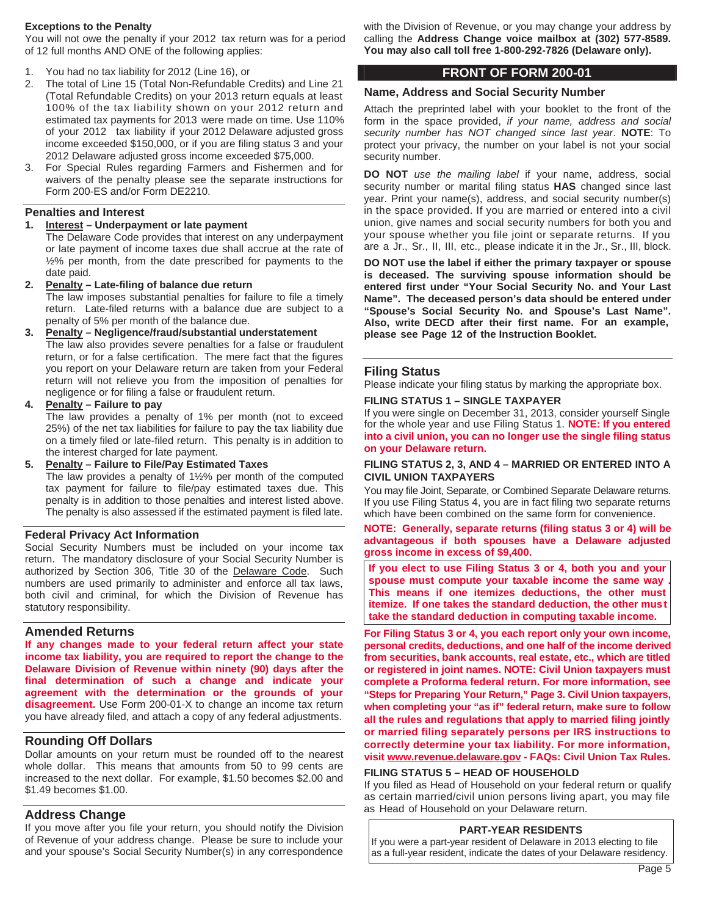### Exceptions to the Penalty

You will not owe the penalty if your 2012 tax return was for a period of 12 full months AND ONE of the following applies:

1. You had no tax liability for 2012 (Line 16), or
2. The total of Line 15 (Total Non-Refundable Credits) and Line 21 (Total Refundable Credits) on your 2013 return equals at least 100% of the tax liability shown on your 2012 return and estimated tax payments for 2013 were made on time. Use 110% of your 2012 tax liability if your 2012 Delaware adjusted gross income exceeded $150,000, or if you are filing status 3 and your 2012 Delaware adjusted gross income exceeded $75,000.
3. For Special Rules regarding Farmers and Fishermen and for waivers of the penalty please see the separate instructions for Form 200-ES and/or Form DE2210.

### Penalties and Interest

1. **Interest – Underpayment or late payment**
   The Delaware Code provides that interest on any underpayment or late payment of income taxes due shall accrue at the rate of ½% per month, from the date prescribed for payments to the date paid.
2. **Penalty – Late-filing of balance due return**
   The law imposes substantial penalties for failure to file a timely return. Late-filed returns with a balance due are subject to a penalty of 5% per month of the balance due.
3. **Penalty – Negligence/fraud/substantial understatement**
   The law also provides severe penalties for a false or fraudulent return, or for a false certification. The mere fact that the figures you report on your Delaware return are taken from your Federal return will not relieve you from the imposition of penalties for negligence or for filing a false or fraudulent return.
4. **Penalty – Failure to pay**
   The law provides a penalty of 1% per month (not to exceed 25%) of the net tax liabilities for failure to pay the tax liability due on a timely filed or late-filed return. This penalty is in addition to the interest charged for late payment.
5. **Penalty – Failure to File/Pay Estimated Taxes**
   The law provides a penalty of 1½% per month of the computed tax payment for failure to file/pay estimated taxes due. This penalty is in addition to those penalties and interest listed above. The penalty is also assessed if the estimated payment is filed late.

### Federal Privacy Act Information

Social Security Numbers must be included on your income tax return. The mandatory disclosure of your Social Security Number is authorized by Section 306, Title 30 of the Delaware Code. Such numbers are used primarily to administer and enforce all tax laws, both civil and criminal, for which the Division of Revenue has statutory responsibility.

### Amended Returns

**If any changes made to your federal return affect your state income tax liability, you are required to report the change to the Delaware Division of Revenue within ninety (90) days after the final determination of such a change and indicate your agreement with the determination or the grounds of your disagreement.** Use Form 200-01-X to change an income tax return you have already filed, and attach a copy of any federal adjustments.

### Rounding Off Dollars

Dollar amounts on your return must be rounded off to the nearest whole dollar. This means that amounts from 50 to 99 cents are increased to the next dollar. For example, $1.50 becomes $2.00 and $1.49 becomes $1.00.

### Address Change

If you move after you file your return, you should notify the Division of Revenue of your address change. Please be sure to include your and your spouse's Social Security Number(s) in any correspondence with the Division of Revenue, or you may change your address by calling the **Address Change voice mailbox at (302) 577-8589. You may also call toll free 1-800-292-7826 (Delaware only).**

## FRONT OF FORM 200-01

### Name, Address and Social Security Number

Attach the preprinted label with your booklet to the front of the form in the space provided, *if your name, address and social security number has NOT changed since last year*. **NOTE**: To protect your privacy, the number on your label is not your social security number.

**DO NOT** *use the mailing label* if your name, address, social security number or marital filing status **HAS** changed since last year. Print your name(s), address, and social security number(s) in the space provided. If you are married or entered into a civil union, give names and social security numbers for both you and your spouse whether you file joint or separate returns. If you are a Jr., Sr., II, III, etc., please indicate it in the Jr., Sr., III, block.

**DO NOT use the label if either the primary taxpayer or spouse is deceased. The surviving spouse information should be entered first under "Your Social Security No. and Your Last Name". The deceased person's data should be entered under "Spouse's Social Security No. and Spouse's Last Name". Also, write DECD after their first name. For an example, please see Page 12 of the Instruction Booklet.**

### Filing Status

Please indicate your filing status by marking the appropriate box.

**FILING STATUS 1 – SINGLE TAXPAYER**

If you were single on December 31, 2013, consider yourself Single for the whole year and use Filing Status 1. **NOTE: If you entered into a civil union, you can no longer use the single filing status on your Delaware return.**

**FILING STATUS 2, 3, AND 4 – MARRIED OR ENTERED INTO A CIVIL UNION TAXPAYERS**

You may file Joint, Separate, or Combined Separate Delaware returns. If you use Filing Status 4, you are in fact filing two separate returns which have been combined on the same form for convenience.

**NOTE: Generally, separate returns (filing status 3 or 4) will be advantageous if both spouses have a Delaware adjusted gross income in excess of $9,400.**

**If you elect to use Filing Status 3 or 4, both you and your spouse must compute your taxable income the same way. This means if one itemizes deductions, the other must itemize. If one takes the standard deduction, the other must take the standard deduction in computing taxable income.**

**For Filing Status 3 or 4, you each report only your own income, personal credits, deductions, and one half of the income derived from securities, bank accounts, real estate, etc., which are titled or registered in joint names. NOTE: Civil Union taxpayers must complete a Proforma federal return. For more information, see "Steps for Preparing Your Return," Page 3. Civil Union taxpayers, when completing your "as if" federal return, make sure to follow all the rules and regulations that apply to married filing jointly or married filing separately persons per IRS instructions to correctly determine your tax liability. For more information, visit www.revenue.delaware.gov - FAQs: Civil Union Tax Rules.**

**FILING STATUS 5 – HEAD OF HOUSEHOLD**

If you filed as Head of Household on your federal return or qualify as certain married/civil union persons living apart, you may file as Head of Household on your Delaware return.

**PART-YEAR RESIDENTS**

If you were a part-year resident of Delaware in 2013 electing to file as a full-year resident, indicate the dates of your Delaware residency.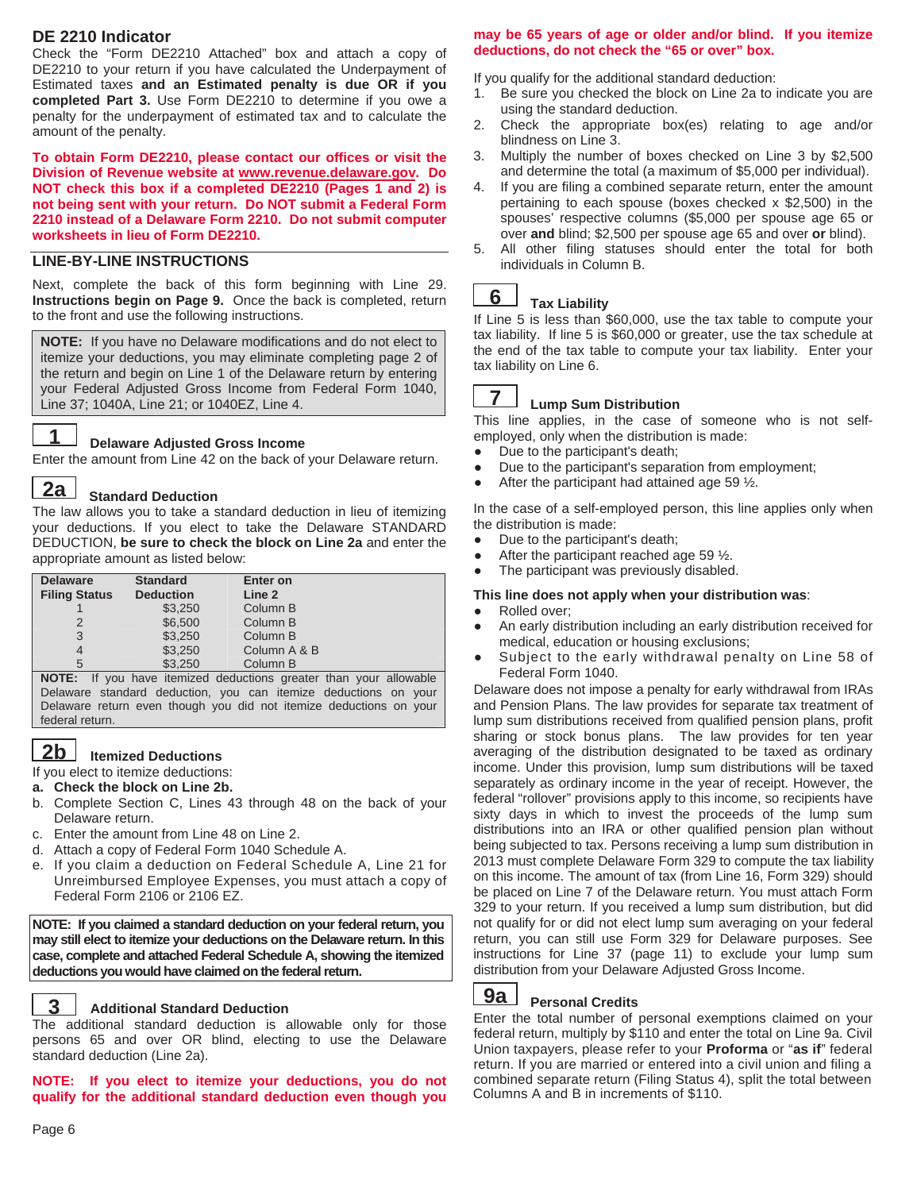## DE 2210 Indicator

Check the "Form DE2210 Attached" box and attach a copy of DE2210 to your return if you have calculated the Underpayment of Estimated taxes **and an Estimated penalty is due OR if you completed Part 3.** Use Form DE2210 to determine if you owe a penalty for the underpayment of estimated tax and to calculate the amount of the penalty.

**To obtain Form DE2210, please contact our offices or visit the Division of Revenue website at www.revenue.delaware.gov. Do NOT check this box if a completed DE2210 (Pages 1 and 2) is not being sent with your return. Do NOT submit a Federal Form 2210 instead of a Delaware Form 2210. Do not submit computer worksheets in lieu of Form DE2210.**

## LINE-BY-LINE INSTRUCTIONS

Next, complete the back of this form beginning with Line 29. **Instructions begin on Page 9.** Once the back is completed, return to the front and use the following instructions.

**NOTE:** If you have no Delaware modifications and do not elect to itemize your deductions, you may eliminate completing page 2 of the return and begin on Line 1 of the Delaware return by entering your Federal Adjusted Gross Income from Federal Form 1040, Line 37; 1040A, Line 21; or 1040EZ, Line 4.

### 1 Delaware Adjusted Gross Income

Enter the amount from Line 42 on the back of your Delaware return.

### 2a Standard Deduction

The law allows you to take a standard deduction in lieu of itemizing your deductions. If you elect to take the Delaware STANDARD DEDUCTION, **be sure to check the block on Line 2a** and enter the appropriate amount as listed below:

| Delaware Filing Status | Standard Deduction | Enter on Line 2 |
|---|---|---|
| 1 | $3,250 | Column B |
| 2 | $6,500 | Column B |
| 3 | $3,250 | Column B |
| 4 | $3,250 | Column A & B |
| 5 | $3,250 | Column B |

**NOTE:** If you have itemized deductions greater than your allowable Delaware standard deduction, you can itemize deductions on your Delaware return even though you did not itemize deductions on your federal return.

### 2b Itemized Deductions

If you elect to itemize deductions:

a. **Check the block on Line 2b.**
b. Complete Section C, Lines 43 through 48 on the back of your Delaware return.
c. Enter the amount from Line 48 on Line 2.
d. Attach a copy of Federal Form 1040 Schedule A.
e. If you claim a deduction on Federal Schedule A, Line 21 for Unreimbursed Employee Expenses, you must attach a copy of Federal Form 2106 or 2106 EZ.

**NOTE: If you claimed a standard deduction on your federal return, you may still elect to itemize your deductions on the Delaware return. In this case, complete and attached Federal Schedule A, showing the itemized deductions you would have claimed on the federal return.**

### 3 Additional Standard Deduction

The additional standard deduction is allowable only for those persons 65 and over OR blind, electing to use the Delaware standard deduction (Line 2a).

**NOTE: If you elect to itemize your deductions, you do not qualify for the additional standard deduction even though you may be 65 years of age or older and/or blind. If you itemize deductions, do not check the "65 or over" box.**

If you qualify for the additional standard deduction:

1. Be sure you checked the block on Line 2a to indicate you are using the standard deduction.
2. Check the appropriate box(es) relating to age and/or blindness on Line 3.
3. Multiply the number of boxes checked on Line 3 by $2,500 and determine the total (a maximum of $5,000 per individual).
4. If you are filing a combined separate return, enter the amount pertaining to each spouse (boxes checked x $2,500) in the spouses' respective columns ($5,000 per spouse age 65 or over **and** blind; $2,500 per spouse age 65 and over **or** blind).
5. All other filing statuses should enter the total for both individuals in Column B.

### 6 Tax Liability

If Line 5 is less than $60,000, use the tax table to compute your tax liability. If line 5 is $60,000 or greater, use the tax schedule at the end of the tax table to compute your tax liability. Enter your tax liability on Line 6.

### 7 Lump Sum Distribution

This line applies, in the case of someone who is not self-employed, only when the distribution is made:

- Due to the participant's death;
- Due to the participant's separation from employment;
- After the participant had attained age 59 ½.

In the case of a self-employed person, this line applies only when the distribution is made:

- Due to the participant's death;
- After the participant reached age 59 ½.
- The participant was previously disabled.

**This line does not apply when your distribution was**:

- Rolled over;
- An early distribution including an early distribution received for medical, education or housing exclusions;
- Subject to the early withdrawal penalty on Line 58 of Federal Form 1040.

Delaware does not impose a penalty for early withdrawal from IRAs and Pension Plans. The law provides for separate tax treatment of lump sum distributions received from qualified pension plans, profit sharing or stock bonus plans. The law provides for ten year averaging of the distribution designated to be taxed as ordinary income. Under this provision, lump sum distributions will be taxed separately as ordinary income in the year of receipt. However, the federal "rollover" provisions apply to this income, so recipients have sixty days in which to invest the proceeds of the lump sum distributions into an IRA or other qualified pension plan without being subjected to tax. Persons receiving a lump sum distribution in 2013 must complete Delaware Form 329 to compute the tax liability on this income. The amount of tax (from Line 16, Form 329) should be placed on Line 7 of the Delaware return. You must attach Form 329 to your return. If you received a lump sum distribution, but did not qualify for or did not elect lump sum averaging on your federal return, you can still use Form 329 for Delaware purposes. See instructions for Line 37 (page 11) to exclude your lump sum distribution from your Delaware Adjusted Gross Income.

### 9a Personal Credits

Enter the total number of personal exemptions claimed on your federal return, multiply by $110 and enter the total on Line 9a. Civil Union taxpayers, please refer to your **Proforma** or "**as if**" federal return. If you are married or entered into a civil union and filing a combined separate return (Filing Status 4), split the total between Columns A and B in increments of $110.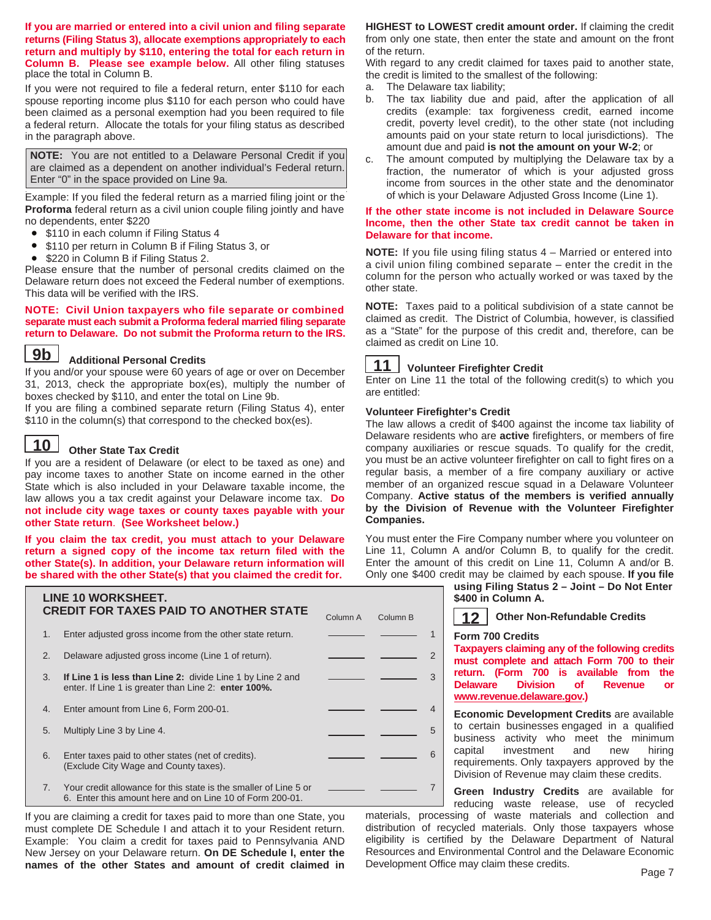**If you are married or entered into a civil union and filing separate returns (Filing Status 3), allocate exemptions appropriately to each return and multiply by $110, entering the total for each return in Column B. Please see example below.** All other filing statuses place the total in Column B.

If you were not required to file a federal return, enter $110 for each spouse reporting income plus $110 for each person who could have been claimed as a personal exemption had you been required to file a federal return. Allocate the totals for your filing status as described in the paragraph above.

> **NOTE:** You are not entitled to a Delaware Personal Credit if you are claimed as a dependent on another individual's Federal return. Enter "0" in the space provided on Line 9a.

Example: If you filed the federal return as a married filing joint or the **Proforma** federal return as a civil union couple filing jointly and have no dependents, enter $220

- $110 in each column if Filing Status 4
- $110 per return in Column B if Filing Status 3, or
- $220 in Column B if Filing Status 2.

Please ensure that the number of personal credits claimed on the Delaware return does not exceed the Federal number of exemptions. This data will be verified with the IRS.

**NOTE: Civil Union taxpayers who file separate or combined separate must each submit a Proforma federal married filing separate return to Delaware. Do not submit the Proforma return to the IRS.**

## 9b Additional Personal Credits

If you and/or your spouse were 60 years of age or over on December 31, 2013, check the appropriate box(es), multiply the number of boxes checked by $110, and enter the total on Line 9b.

If you are filing a combined separate return (Filing Status 4), enter $110 in the column(s) that correspond to the checked box(es).

## 10 Other State Tax Credit

If you are a resident of Delaware (or elect to be taxed as one) and pay income taxes to another State on income earned in the other State which is also included in your Delaware taxable income, the law allows you a tax credit against your Delaware income tax. **Do not include city wage taxes or county taxes payable with your other State return**. **(See Worksheet below.)**

**If you claim the tax credit, you must attach to your Delaware return a signed copy of the income tax return filed with the other State(s). In addition, your Delaware return information will be shared with the other State(s) that you claimed the credit for.**

**LINE 10 WORKSHEET.**
**CREDIT FOR TAXES PAID TO ANOTHER STATE**

| | | Column A | Column B | |
|---|---|---|---|---|
| 1. | Enter adjusted gross income from the other state return. | ______ | ______ | 1 |
| 2. | Delaware adjusted gross income (Line 1 of return). | ______ | ______ | 2 |
| 3. | **If Line 1 is less than Line 2:** divide Line 1 by Line 2 and enter. If Line 1 is greater than Line 2: **enter 100%.** | ______ | ______ | 3 |
| 4. | Enter amount from Line 6, Form 200-01. | ______ | ______ | 4 |
| 5. | Multiply Line 3 by Line 4. | ______ | ______ | 5 |
| 6. | Enter taxes paid to other states (net of credits). (Exclude City Wage and County taxes). | ______ | ______ | 6 |
| 7. | Your credit allowance for this state is the smaller of Line 5 or 6. Enter this amount here and on Line 10 of Form 200-01. | ______ | ______ | 7 |

If you are claiming a credit for taxes paid to more than one State, you must complete DE Schedule I and attach it to your Resident return. Example: You claim a credit for taxes paid to Pennsylvania AND New Jersey on your Delaware return. **On DE Schedule I, enter the names of the other States and amount of credit claimed in HIGHEST to LOWEST credit amount order.** If claiming the credit from only one state, then enter the state and amount on the front of the return.

With regard to any credit claimed for taxes paid to another state, the credit is limited to the smallest of the following:

a. The Delaware tax liability;
b. The tax liability due and paid, after the application of all credits (example: tax forgiveness credit, earned income credit, poverty level credit), to the other state (not including amounts paid on your state return to local jurisdictions). The amount due and paid **is not the amount on your W-2**; or
c. The amount computed by multiplying the Delaware tax by a fraction, the numerator of which is your adjusted gross income from sources in the other state and the denominator of which is your Delaware Adjusted Gross Income (Line 1).

**If the other state income is not included in Delaware Source Income, then the other State tax credit cannot be taken in Delaware for that income.**

**NOTE:** If you file using filing status 4 – Married or entered into a civil union filing combined separate – enter the credit in the column for the person who actually worked or was taxed by the other state.

**NOTE:** Taxes paid to a political subdivision of a state cannot be claimed as credit. The District of Columbia, however, is classified as a "State" for the purpose of this credit and, therefore, can be claimed as credit on Line 10.

## 11 Volunteer Firefighter Credit

Enter on Line 11 the total of the following credit(s) to which you are entitled:

**Volunteer Firefighter's Credit**

The law allows a credit of $400 against the income tax liability of Delaware residents who are **active** firefighters, or members of fire company auxiliaries or rescue squads. To qualify for the credit, you must be an active volunteer firefighter on call to fight fires on a regular basis, a member of a fire company auxiliary or active member of an organized rescue squad in a Delaware Volunteer Company. **Active status of the members is verified annually by the Division of Revenue with the Volunteer Firefighter Companies.**

You must enter the Fire Company number where you volunteer on Line 11, Column A and/or Column B, to qualify for the credit. Enter the amount of this credit on Line 11, Column A and/or B. Only one $400 credit may be claimed by each spouse. **If you file using Filing Status 2 – Joint – Do Not Enter $400 in Column A.**

## 12 Other Non-Refundable Credits

**Form 700 Credits**

**Taxpayers claiming any of the following credits must complete and attach Form 700 to their return. (Form 700 is available from the Delaware Division of Revenue or www.revenue.delaware.gov.)**

**Economic Development Credits** are available to certain businesses engaged in a qualified business activity who meet the minimum capital investment and new hiring requirements. Only taxpayers approved by the Division of Revenue may claim these credits.

**Green Industry Credits** are available for reducing waste release, use of recycled materials, processing of waste materials and collection and distribution of recycled materials. Only those taxpayers whose eligibility is certified by the Delaware Department of Natural Resources and Environmental Control and the Delaware Economic Development Office may claim these credits.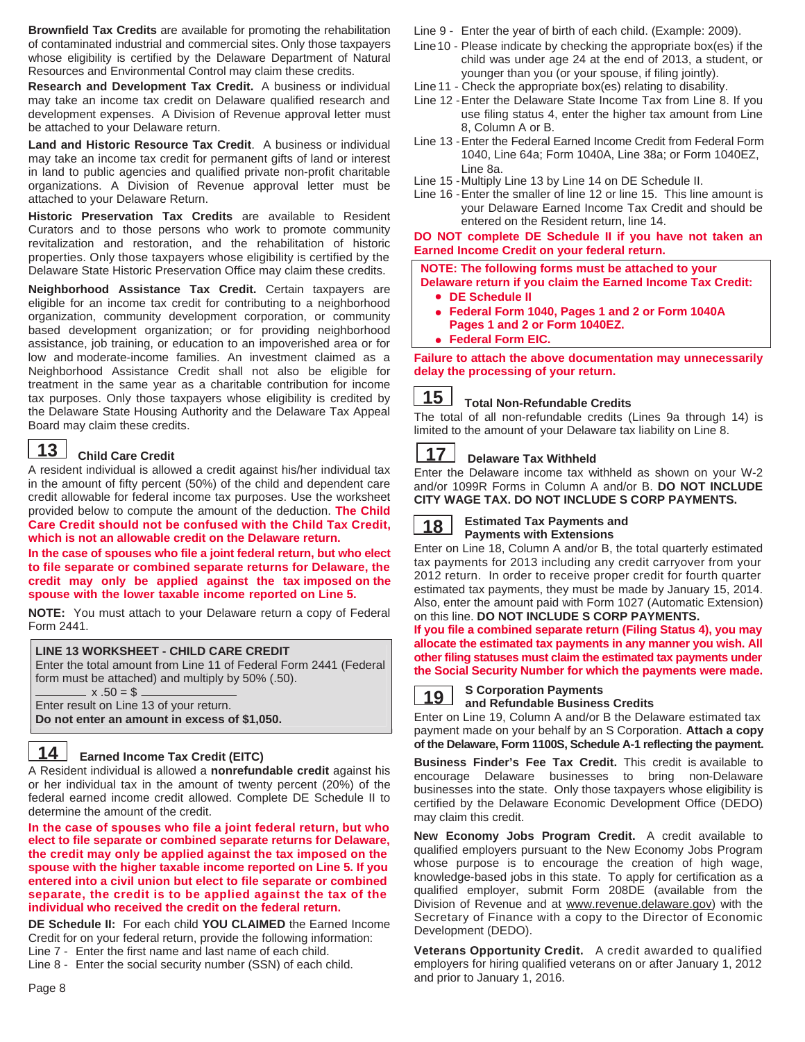**Brownfield Tax Credits** are available for promoting the rehabilitation of contaminated industrial and commercial sites. Only those taxpayers whose eligibility is certified by the Delaware Department of Natural Resources and Environmental Control may claim these credits.

**Research and Development Tax Credit.** A business or individual may take an income tax credit on Delaware qualified research and development expenses. A Division of Revenue approval letter must be attached to your Delaware return.

**Land and Historic Resource Tax Credit**. A business or individual may take an income tax credit for permanent gifts of land or interest in land to public agencies and qualified private non-profit charitable organizations. A Division of Revenue approval letter must be attached to your Delaware Return.

**Historic Preservation Tax Credits** are available to Resident Curators and to those persons who work to promote community revitalization and restoration, and the rehabilitation of historic properties. Only those taxpayers whose eligibility is certified by the Delaware State Historic Preservation Office may claim these credits.

**Neighborhood Assistance Tax Credit.** Certain taxpayers are eligible for an income tax credit for contributing to a neighborhood organization, community development corporation, or community based development organization; or for providing neighborhood assistance, job training, or education to an impoverished area or for low and moderate-income families. An investment claimed as a Neighborhood Assistance Credit shall not also be eligible for treatment in the same year as a charitable contribution for income tax purposes. Only those taxpayers whose eligibility is credited by the Delaware State Housing Authority and the Delaware Tax Appeal Board may claim these credits.

## 13 Child Care Credit

A resident individual is allowed a credit against his/her individual tax in the amount of fifty percent (50%) of the child and dependent care credit allowable for federal income tax purposes. Use the worksheet provided below to compute the amount of the deduction. **The Child Care Credit should not be confused with the Child Tax Credit, which is not an allowable credit on the Delaware return.**

**In the case of spouses who file a joint federal return, but who elect to file separate or combined separate returns for Delaware, the credit may only be applied against the tax imposed on the spouse with the lower taxable income reported on Line 5.**

**NOTE:** You must attach to your Delaware return a copy of Federal Form 2441.

**LINE 13 WORKSHEET - CHILD CARE CREDIT**

Enter the total amount from Line 11 of Federal Form 2441 (Federal form must be attached) and multiply by 50% (.50).

________ x .50 = $ ______________

Enter result on Line 13 of your return.

**Do not enter an amount in excess of $1,050.**

## 14 Earned Income Tax Credit (EITC)

A Resident individual is allowed a **nonrefundable credit** against his or her individual tax in the amount of twenty percent (20%) of the federal earned income credit allowed. Complete DE Schedule II to determine the amount of the credit.

**In the case of spouses who file a joint federal return, but who elect to file separate or combined separate returns for Delaware, the credit may only be applied against the tax imposed on the spouse with the higher taxable income reported on Line 5. If you entered into a civil union but elect to file separate or combined separate, the credit is to be applied against the tax of the individual who received the credit on the federal return.**

**DE Schedule II:** For each child **YOU CLAIMED** the Earned Income Credit for on your federal return, provide the following information:

Line 7 - Enter the first name and last name of each child.
Line 8 - Enter the social security number (SSN) of each child.
Line 9 - Enter the year of birth of each child. (Example: 2009).
Line 10 - Please indicate by checking the appropriate box(es) if the child was under age 24 at the end of 2013, a student, or younger than you (or your spouse, if filing jointly).
Line 11 - Check the appropriate box(es) relating to disability.
Line 12 - Enter the Delaware State Income Tax from Line 8. If you use filing status 4, enter the higher tax amount from Line 8, Column A or B.
Line 13 - Enter the Federal Earned Income Credit from Federal Form 1040, Line 64a; Form 1040A, Line 38a; or Form 1040EZ, Line 8a.
Line 15 - Multiply Line 13 by Line 14 on DE Schedule II.
Line 16 - Enter the smaller of line 12 or line 15. This line amount is your Delaware Earned Income Tax Credit and should be entered on the Resident return, line 14.

**DO NOT complete DE Schedule II if you have not taken an Earned Income Credit on your federal return.**

**NOTE: The following forms must be attached to your Delaware return if you claim the Earned Income Tax Credit:**

- **DE Schedule II**
- **Federal Form 1040, Pages 1 and 2 or Form 1040A Pages 1 and 2 or Form 1040EZ.**
- **Federal Form EIC.**

**Failure to attach the above documentation may unnecessarily delay the processing of your return.**

## 15 Total Non-Refundable Credits

The total of all non-refundable credits (Lines 9a through 14) is limited to the amount of your Delaware tax liability on Line 8.

## 17 Delaware Tax Withheld

Enter the Delaware income tax withheld as shown on your W-2 and/or 1099R Forms in Column A and/or B. **DO NOT INCLUDE CITY WAGE TAX. DO NOT INCLUDE S CORP PAYMENTS.**

## 18 Estimated Tax Payments and Payments with Extensions

Enter on Line 18, Column A and/or B, the total quarterly estimated tax payments for 2013 including any credit carryover from your 2012 return. In order to receive proper credit for fourth quarter estimated tax payments, they must be made by January 15, 2014. Also, enter the amount paid with Form 1027 (Automatic Extension) on this line. **DO NOT INCLUDE S CORP PAYMENTS.**

**If you file a combined separate return (Filing Status 4), you may allocate the estimated tax payments in any manner you wish. All other filing statuses must claim the estimated tax payments under the Social Security Number for which the payments were made.**

## 19 S Corporation Payments and Refundable Business Credits

Enter on Line 19, Column A and/or B the Delaware estimated tax payment made on your behalf by an S Corporation. **Attach a copy of the Delaware, Form 1100S, Schedule A-1 reflecting the payment.**

**Business Finder's Fee Tax Credit.** This credit is available to encourage Delaware businesses to bring non-Delaware businesses into the state. Only those taxpayers whose eligibility is certified by the Delaware Economic Development Office (DEDO) may claim this credit.

**New Economy Jobs Program Credit.** A credit available to qualified employers pursuant to the New Economy Jobs Program whose purpose is to encourage the creation of high wage, knowledge-based jobs in this state. To apply for certification as a qualified employer, submit Form 208DE (available from the Division of Revenue and at www.revenue.delaware.gov) with the Secretary of Finance with a copy to the Director of Economic Development (DEDO).

**Veterans Opportunity Credit.** A credit awarded to qualified employers for hiring qualified veterans on or after January 1, 2012 and prior to January 1, 2016.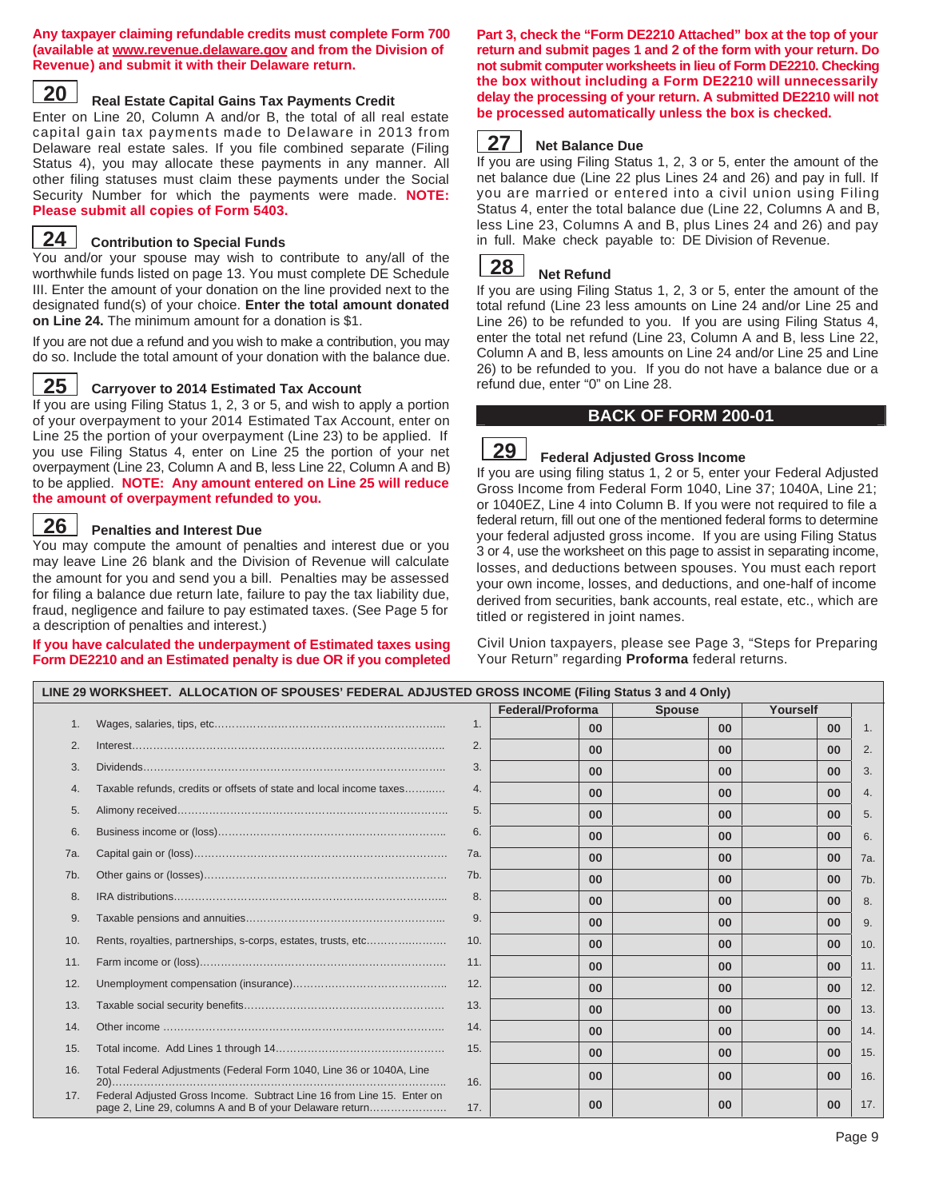**Any taxpayer claiming refundable credits must complete Form 700 (available at www.revenue.delaware.gov and from the Division of Revenue) and submit it with their Delaware return.**

## 20 Real Estate Capital Gains Tax Payments Credit

Enter on Line 20, Column A and/or B, the total of all real estate capital gain tax payments made to Delaware in 2013 from Delaware real estate sales. If you file combined separate (Filing Status 4), you may allocate these payments in any manner. All other filing statuses must claim these payments under the Social Security Number for which the payments were made. **NOTE: Please submit all copies of Form 5403.**

## 24 Contribution to Special Funds

You and/or your spouse may wish to contribute to any/all of the worthwhile funds listed on page 13. You must complete DE Schedule III. Enter the amount of your donation on the line provided next to the designated fund(s) of your choice. **Enter the total amount donated on Line 24.** The minimum amount for a donation is $1.

If you are not due a refund and you wish to make a contribution, you may do so. Include the total amount of your donation with the balance due.

## 25 Carryover to 2014 Estimated Tax Account

If you are using Filing Status 1, 2, 3 or 5, and wish to apply a portion of your overpayment to your 2014 Estimated Tax Account, enter on Line 25 the portion of your overpayment (Line 23) to be applied. If you use Filing Status 4, enter on Line 25 the portion of your net overpayment (Line 23, Column A and B, less Line 22, Column A and B) to be applied. **NOTE: Any amount entered on Line 25 will reduce the amount of overpayment refunded to you.**

## 26 Penalties and Interest Due

You may compute the amount of penalties and interest due or you may leave Line 26 blank and the Division of Revenue will calculate the amount for you and send you a bill. Penalties may be assessed for filing a balance due return late, failure to pay the tax liability due, fraud, negligence and failure to pay estimated taxes. (See Page 5 for a description of penalties and interest.)

**If you have calculated the underpayment of Estimated taxes using Form DE2210 and an Estimated penalty is due OR if you completed Part 3, check the "Form DE2210 Attached" box at the top of your return and submit pages 1 and 2 of the form with your return. Do not submit computer worksheets in lieu of Form DE2210. Checking the box without including a Form DE2210 will unnecessarily delay the processing of your return. A submitted DE2210 will not be processed automatically unless the box is checked.**

## 27 Net Balance Due

If you are using Filing Status 1, 2, 3 or 5, enter the amount of the net balance due (Line 22 plus Lines 24 and 26) and pay in full. If you are married or entered into a civil union using Filing Status 4, enter the total balance due (Line 22, Columns A and B, less Line 23, Columns A and B, plus Lines 24 and 26) and pay in full. Make check payable to: DE Division of Revenue.

## 28 Net Refund

If you are using Filing Status 1, 2, 3 or 5, enter the amount of the total refund (Line 23 less amounts on Line 24 and/or Line 25 and Line 26) to be refunded to you. If you are using Filing Status 4, enter the total net refund (Line 23, Column A and B, less Line 22, Column A and B, less amounts on Line 24 and/or Line 25 and Line 26) to be refunded to you. If you do not have a balance due or a refund due, enter "0" on Line 28.

# BACK OF FORM 200-01

## 29 Federal Adjusted Gross Income

If you are using filing status 1, 2 or 5, enter your Federal Adjusted Gross Income from Federal Form 1040, Line 37; 1040A, Line 21; or 1040EZ, Line 4 into Column B. If you were not required to file a federal return, fill out one of the mentioned federal forms to determine your federal adjusted gross income. If you are using Filing Status 3 or 4, use the worksheet on this page to assist in separating income, losses, and deductions between spouses. You must each report your own income, losses, and deductions, and one-half of income derived from securities, bank accounts, real estate, etc., which are titled or registered in joint names.

Civil Union taxpayers, please see Page 3, "Steps for Preparing Your Return" regarding **Proforma** federal returns.

**LINE 29 WORKSHEET. ALLOCATION OF SPOUSES' FEDERAL ADJUSTED GROSS INCOME (Filing Status 3 and 4 Only)**

| | | | Federal/Proforma | Spouse | Yourself | |
|---|---|---|---|---|---|---|
| 1. | Wages, salaries, tips, etc. | 1. | 00 | 00 | 00 | 1. |
| 2. | Interest | 2. | 00 | 00 | 00 | 2. |
| 3. | Dividends | 3. | 00 | 00 | 00 | 3. |
| 4. | Taxable refunds, credits or offsets of state and local income taxes | 4. | 00 | 00 | 00 | 4. |
| 5. | Alimony received | 5. | 00 | 00 | 00 | 5. |
| 6. | Business income or (loss) | 6. | 00 | 00 | 00 | 6. |
| 7a. | Capital gain or (loss) | 7a. | 00 | 00 | 00 | 7a. |
| 7b. | Other gains or (losses) | 7b. | 00 | 00 | 00 | 7b. |
| 8. | IRA distributions | 8. | 00 | 00 | 00 | 8. |
| 9. | Taxable pensions and annuities | 9. | 00 | 00 | 00 | 9. |
| 10. | Rents, royalties, partnerships, s-corps, estates, trusts, etc. | 10. | 00 | 00 | 00 | 10. |
| 11. | Farm income or (loss) | 11. | 00 | 00 | 00 | 11. |
| 12. | Unemployment compensation (insurance) | 12. | 00 | 00 | 00 | 12. |
| 13. | Taxable social security benefits | 13. | 00 | 00 | 00 | 13. |
| 14. | Other income | 14. | 00 | 00 | 00 | 14. |
| 15. | Total income. Add Lines 1 through 14 | 15. | 00 | 00 | 00 | 15. |
| 16. | Total Federal Adjustments (Federal Form 1040, Line 36 or 1040A, Line 20) | 16. | 00 | 00 | 00 | 16. |
| 17. | Federal Adjusted Gross Income. Subtract Line 16 from Line 15. Enter on page 2, Line 29, columns A and B of your Delaware return | 17. | 00 | 00 | 00 | 17. |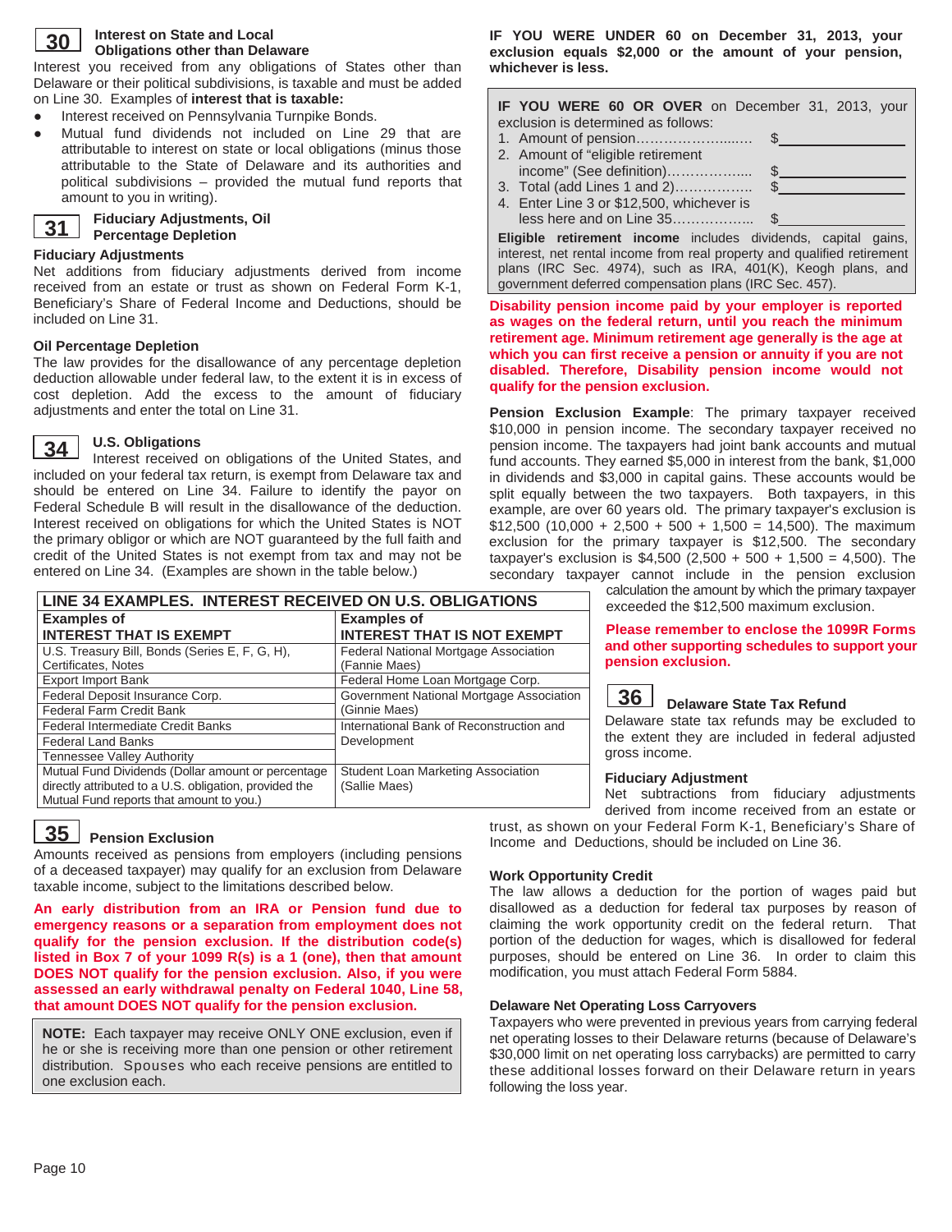## 30 Interest on State and Local Obligations other than Delaware

Interest you received from any obligations of States other than Delaware or their political subdivisions, is taxable and must be added on Line 30. Examples of **interest that is taxable:**

- Interest received on Pennsylvania Turnpike Bonds.
- Mutual fund dividends not included on Line 29 that are attributable to interest on state or local obligations (minus those attributable to the State of Delaware and its authorities and political subdivisions – provided the mutual fund reports that amount to you in writing).

## 31 Fiduciary Adjustments, Oil Percentage Depletion

### Fiduciary Adjustments

Net additions from fiduciary adjustments derived from income received from an estate or trust as shown on Federal Form K-1, Beneficiary's Share of Federal Income and Deductions, should be included on Line 31.

### Oil Percentage Depletion

The law provides for the disallowance of any percentage depletion deduction allowable under federal law, to the extent it is in excess of cost depletion. Add the excess to the amount of fiduciary adjustments and enter the total on Line 31.

## 34 U.S. Obligations

Interest received on obligations of the United States, and included on your federal tax return, is exempt from Delaware tax and should be entered on Line 34. Failure to identify the payor on Federal Schedule B will result in the disallowance of the deduction. Interest received on obligations for which the United States is NOT the primary obligor or which are NOT guaranteed by the full faith and credit of the United States is not exempt from tax and may not be entered on Line 34. (Examples are shown in the table below.)

**LINE 34 EXAMPLES. INTEREST RECEIVED ON U.S. OBLIGATIONS**

| Examples of INTEREST THAT IS EXEMPT | Examples of INTEREST THAT IS NOT EXEMPT |
|---|---|
| U.S. Treasury Bill, Bonds (Series E, F, G, H), Certificates, Notes | Federal National Mortgage Association (Fannie Maes) |
| Export Import Bank | Federal Home Loan Mortgage Corp. |
| Federal Deposit Insurance Corp. | Government National Mortgage Association (Ginnie Maes) |
| Federal Farm Credit Bank | |
| Federal Intermediate Credit Banks | International Bank of Reconstruction and Development |
| Federal Land Banks | |
| Tennessee Valley Authority | |
| Mutual Fund Dividends (Dollar amount or percentage directly attributed to a U.S. obligation, provided the Mutual Fund reports that amount to you.) | Student Loan Marketing Association (Sallie Maes) |

## 35 Pension Exclusion

Amounts received as pensions from employers (including pensions of a deceased taxpayer) may qualify for an exclusion from Delaware taxable income, subject to the limitations described below.

**An early distribution from an IRA or Pension fund due to emergency reasons or a separation from employment does not qualify for the pension exclusion. If the distribution code(s) listed in Box 7 of your 1099 R(s) is a 1 (one), then that amount DOES NOT qualify for the pension exclusion. Also, if you were assessed an early withdrawal penalty on Federal 1040, Line 58, that amount DOES NOT qualify for the pension exclusion.**

**NOTE:** Each taxpayer may receive ONLY ONE exclusion, even if he or she is receiving more than one pension or other retirement distribution. Spouses who each receive pensions are entitled to one exclusion each.

**IF YOU WERE UNDER 60 on December 31, 2013, your exclusion equals $2,000 or the amount of your pension, whichever is less.**

**IF YOU WERE 60 OR OVER** on December 31, 2013, your exclusion is determined as follows:

1. Amount of pension……………………… $\_\_\_\_\_\_\_\_\_\_
2. Amount of "eligible retirement income" (See definition)……………… $\_\_\_\_\_\_\_\_\_\_
3. Total (add Lines 1 and 2)…………….. $\_\_\_\_\_\_\_\_\_\_
4. Enter Line 3 or $12,500, whichever is less here and on Line 35……………… $\_\_\_\_\_\_\_\_\_\_

**Eligible retirement income** includes dividends, capital gains, interest, net rental income from real property and qualified retirement plans (IRC Sec. 4974), such as IRA, 401(K), Keogh plans, and government deferred compensation plans (IRC Sec. 457).

**Disability pension income paid by your employer is reported as wages on the federal return, until you reach the minimum retirement age. Minimum retirement age generally is the age at which you can first receive a pension or annuity if you are not disabled. Therefore, Disability pension income would not qualify for the pension exclusion.**

**Pension Exclusion Example**: The primary taxpayer received $10,000 in pension income. The secondary taxpayer received no pension income. The taxpayers had joint bank accounts and mutual fund accounts. They earned $5,000 in interest from the bank, $1,000 in dividends and $3,000 in capital gains. These accounts would be split equally between the two taxpayers. Both taxpayers, in this example, are over 60 years old. The primary taxpayer's exclusion is $12,500 (10,000 + 2,500 + 500 + 1,500 = 14,500). The maximum exclusion for the primary taxpayer is $12,500. The secondary taxpayer's exclusion is $4,500 (2,500 + 500 + 1,500 = 4,500). The secondary taxpayer cannot include in the pension exclusion calculation the amount by which the primary taxpayer exceeded the $12,500 maximum exclusion.

**Please remember to enclose the 1099R Forms and other supporting schedules to support your pension exclusion.**

## 36 Delaware State Tax Refund

Delaware state tax refunds may be excluded to the extent they are included in federal adjusted gross income.

### Fiduciary Adjustment

Net subtractions from fiduciary adjustments derived from income received from an estate or trust, as shown on your Federal Form K-1, Beneficiary's Share of Income and Deductions, should be included on Line 36.

### Work Opportunity Credit

The law allows a deduction for the portion of wages paid but disallowed as a deduction for federal tax purposes by reason of claiming the work opportunity credit on the federal return. That portion of the deduction for wages, which is disallowed for federal purposes, should be entered on Line 36. In order to claim this modification, you must attach Federal Form 5884.

### Delaware Net Operating Loss Carryovers

Taxpayers who were prevented in previous years from carrying federal net operating losses to their Delaware returns (because of Delaware's $30,000 limit on net operating loss carrybacks) are permitted to carry these additional losses forward on their Delaware return in years following the loss year.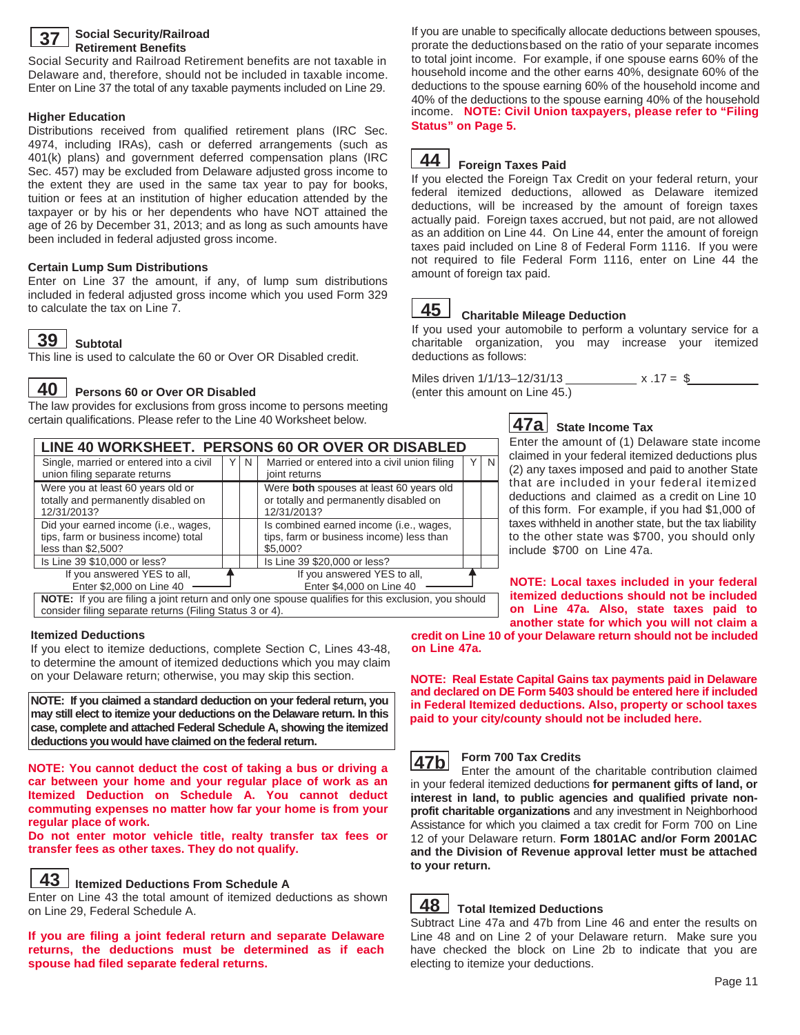## 37 Social Security/Railroad Retirement Benefits

Social Security and Railroad Retirement benefits are not taxable in Delaware and, therefore, should not be included in taxable income. Enter on Line 37 the total of any taxable payments included on Line 29.

### Higher Education

Distributions received from qualified retirement plans (IRC Sec. 4974, including IRAs), cash or deferred arrangements (such as 401(k) plans) and government deferred compensation plans (IRC Sec. 457) may be excluded from Delaware adjusted gross income to the extent they are used in the same tax year to pay for books, tuition or fees at an institution of higher education attended by the taxpayer or by his or her dependents who have NOT attained the age of 26 by December 31, 2013; and as long as such amounts have been included in federal adjusted gross income.

### Certain Lump Sum Distributions

Enter on Line 37 the amount, if any, of lump sum distributions included in federal adjusted gross income which you used Form 329 to calculate the tax on Line 7.

## 39 Subtotal

This line is used to calculate the 60 or Over OR Disabled credit.

## 40 Persons 60 or Over OR Disabled

The law provides for exclusions from gross income to persons meeting certain qualifications. Please refer to the Line 40 Worksheet below.

**LINE 40 WORKSHEET. PERSONS 60 OR OVER OR DISABLED**

| Single, married or entered into a civil union filing separate returns | Y | N | Married or entered into a civil union filing joint returns | Y | N |
|---|---|---|---|---|---|
| Were you at least 60 years old or totally and permanently disabled on 12/31/2013? | | | Were **both** spouses at least 60 years old or totally and permanently disabled on 12/31/2013? | | |
| Did your earned income (i.e., wages, tips, farm or business income) total less than $2,500? | | | Is combined earned income (i.e., wages, tips, farm or business income) less than $5,000? | | |
| Is Line 39 $10,000 or less? | | | Is Line 39 $20,000 or less? | | |
| If you answered YES to all, Enter $2,000 on Line 40 | | | If you answered YES to all, Enter $4,000 on Line 40 | | |

**NOTE:** If you are filing a joint return and only one spouse qualifies for this exclusion, you should consider filing separate returns (Filing Status 3 or 4).

### Itemized Deductions

If you elect to itemize deductions, complete Section C, Lines 43-48, to determine the amount of itemized deductions which you may claim on your Delaware return; otherwise, you may skip this section.

**NOTE: If you claimed a standard deduction on your federal return, you may still elect to itemize your deductions on the Delaware return. In this case, complete and attached Federal Schedule A, showing the itemized deductions you would have claimed on the federal return.**

**NOTE: You cannot deduct the cost of taking a bus or driving a car between your home and your regular place of work as an Itemized Deduction on Schedule A. You cannot deduct commuting expenses no matter how far your home is from your regular place of work.**

**Do not enter motor vehicle title, realty transfer tax fees or transfer fees as other taxes. They do not qualify.**

## 43 Itemized Deductions From Schedule A

Enter on Line 43 the total amount of itemized deductions as shown on Line 29, Federal Schedule A.

**If you are filing a joint federal return and separate Delaware returns, the deductions must be determined as if each spouse had filed separate federal returns.**

If you are unable to specifically allocate deductions between spouses, prorate the deductions based on the ratio of your separate incomes to total joint income. For example, if one spouse earns 60% of the household income and the other earns 40%, designate 60% of the deductions to the spouse earning 60% of the household income and 40% of the deductions to the spouse earning 40% of the household income. **NOTE: Civil Union taxpayers, please refer to "Filing Status" on Page 5.**

## 44 Foreign Taxes Paid

If you elected the Foreign Tax Credit on your federal return, your federal itemized deductions, allowed as Delaware itemized deductions, will be increased by the amount of foreign taxes actually paid. Foreign taxes accrued, but not paid, are not allowed as an addition on Line 44. On Line 44, enter the amount of foreign taxes paid included on Line 8 of Federal Form 1116. If you were not required to file Federal Form 1116, enter on Line 44 the amount of foreign tax paid.

## 45 Charitable Mileage Deduction

If you used your automobile to perform a voluntary service for a charitable organization, you may increase your itemized deductions as follows:

Miles driven 1/1/13–12/31/13 ___________ x .17 = $__________
(enter this amount on Line 45.)

## 47a State Income Tax

Enter the amount of (1) Delaware state income claimed in your federal itemized deductions plus (2) any taxes imposed and paid to another State that are included in your federal itemized deductions and claimed as a credit on Line 10 of this form. For example, if you had $1,000 of taxes withheld in another state, but the tax liability to the other state was $700, you should only include $700 on Line 47a.

**NOTE: Local taxes included in your federal itemized deductions should not be included on Line 47a. Also, state taxes paid to another state for which you will not claim a credit on Line 10 of your Delaware return should not be included on Line 47a.**

**NOTE: Real Estate Capital Gains tax payments paid in Delaware and declared on DE Form 5403 should be entered here if included in Federal Itemized deductions. Also, property or school taxes paid to your city/county should not be included here.**

## 47b Form 700 Tax Credits

Enter the amount of the charitable contribution claimed in your federal itemized deductions **for permanent gifts of land, or interest in land, to public agencies and qualified private non-profit charitable organizations** and any investment in Neighborhood Assistance for which you claimed a tax credit for Form 700 on Line 12 of your Delaware return. **Form 1801AC and/or Form 2001AC and the Division of Revenue approval letter must be attached to your return.**

## 48 Total Itemized Deductions

Subtract Line 47a and 47b from Line 46 and enter the results on Line 48 and on Line 2 of your Delaware return. Make sure you have checked the block on Line 2b to indicate that you are electing to itemize your deductions.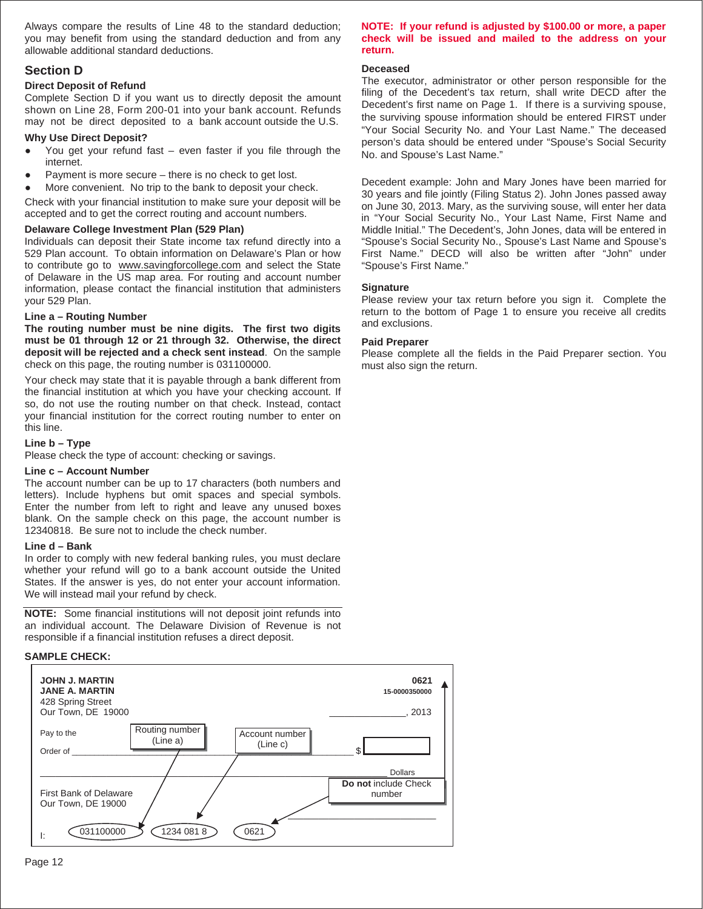Always compare the results of Line 48 to the standard deduction; you may benefit from using the standard deduction and from any allowable additional standard deductions.

## Section D

### Direct Deposit of Refund

Complete Section D if you want us to directly deposit the amount shown on Line 28, Form 200-01 into your bank account. Refunds may not be direct deposited to a bank account outside the U.S.

### Why Use Direct Deposit?

- You get your refund fast – even faster if you file through the internet.
- Payment is more secure – there is no check to get lost.
- More convenient. No trip to the bank to deposit your check.

Check with your financial institution to make sure your deposit will be accepted and to get the correct routing and account numbers.

### Delaware College Investment Plan (529 Plan)

Individuals can deposit their State income tax refund directly into a 529 Plan account. To obtain information on Delaware's Plan or how to contribute go to www.savingforcollege.com and select the State of Delaware in the US map area. For routing and account number information, please contact the financial institution that administers your 529 Plan.

### Line a – Routing Number

**The routing number must be nine digits. The first two digits must be 01 through 12 or 21 through 32. Otherwise, the direct deposit will be rejected and a check sent instead**. On the sample check on this page, the routing number is 031100000.

Your check may state that it is payable through a bank different from the financial institution at which you have your checking account. If so, do not use the routing number on that check. Instead, contact your financial institution for the correct routing number to enter on this line.

### Line b – Type

Please check the type of account: checking or savings.

### Line c – Account Number

The account number can be up to 17 characters (both numbers and letters). Include hyphens but omit spaces and special symbols. Enter the number from left to right and leave any unused boxes blank. On the sample check on this page, the account number is 12340818. Be sure not to include the check number.

### Line d – Bank

In order to comply with new federal banking rules, you must declare whether your refund will go to a bank account outside the United States. If the answer is yes, do not enter your account information. We will instead mail your refund by check.

**NOTE:** Some financial institutions will not deposit joint refunds into an individual account. The Delaware Division of Revenue is not responsible if a financial institution refuses a direct deposit.

**SAMPLE CHECK:**

JOHN J. MARTIN
JANE A. MARTIN
428 Spring Street
Our Town, DE 19000

0621
15-0000350000
______________, 2013

Pay to the Order of ______ $

Routing number (Line a)

Account number (Line c)

Dollars

**Do not** include Check number

First Bank of Delaware
Our Town, DE 19000

I: 031100000 1234 081 8 0621

**NOTE: If your refund is adjusted by $100.00 or more, a paper check will be issued and mailed to the address on your return.**

### Deceased

The executor, administrator or other person responsible for the filing of the Decedent's tax return, shall write DECD after the Decedent's first name on Page 1. If there is a surviving spouse, the surviving spouse information should be entered FIRST under "Your Social Security No. and Your Last Name." The deceased person's data should be entered under "Spouse's Social Security No. and Spouse's Last Name."

Decedent example: John and Mary Jones have been married for 30 years and file jointly (Filing Status 2). John Jones passed away on June 30, 2013. Mary, as the surviving souse, will enter her data in "Your Social Security No., Your Last Name, First Name and Middle Initial." The Decedent's, John Jones, data will be entered in "Spouse's Social Security No., Spouse's Last Name and Spouse's First Name." DECD will also be written after "John" under "Spouse's First Name."

### Signature

Please review your tax return before you sign it. Complete the return to the bottom of Page 1 to ensure you receive all credits and exclusions.

### Paid Preparer

Please complete all the fields in the Paid Preparer section. You must also sign the return.